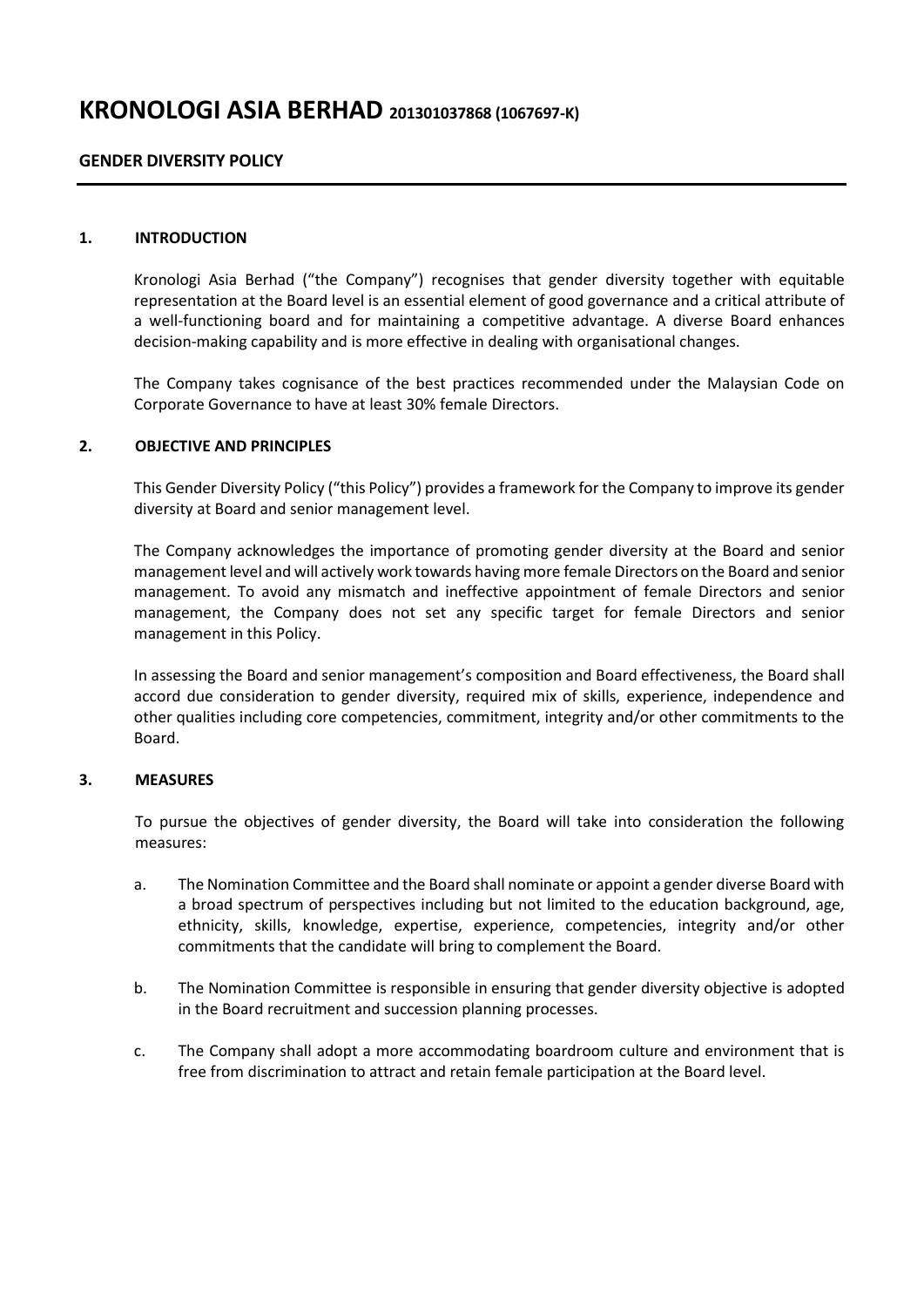# KRONOLOGI ASIA BERHAD 201301037868 (1067697-K)

## GENDER DIVERSITY POLICY

### 1. INTRODUCTION

Kronologi Asia Berhad ("the Company") recognises that gender diversity together with equitable representation at the Board level is an essential element of good governance and a critical attribute of a well-functioning board and for maintaining a competitive advantage. A diverse Board enhances decision-making capability and is more effective in dealing with organisational changes.

The Company takes cognisance of the best practices recommended under the Malaysian Code on Corporate Governance to have at least 30% female Directors.

### 2. OBJECTIVE AND PRINCIPLES

This Gender Diversity Policy ("this Policy") provides a framework for the Company to improve its gender diversity at Board and senior management level.

The Company acknowledges the importance of promoting gender diversity at the Board and senior management level and will actively work towards having more female Directors on the Board and senior management. To avoid any mismatch and ineffective appointment of female Directors and senior management, the Company does not set any specific target for female Directors and senior management in this Policy.

In assessing the Board and senior management's composition and Board effectiveness, the Board shall accord due consideration to gender diversity, required mix of skills, experience, independence and other qualities including core competencies, commitment, integrity and/or other commitments to the Board.

### 3. MEASURES

To pursue the objectives of gender diversity, the Board will take into consideration the following measures:

a. The Nomination Committee and the Board shall nominate or appoint a gender diverse Board with a broad spectrum of perspectives including but not limited to the education background, age, ethnicity, skills, knowledge, expertise, experience, competencies, integrity and/or other commitments that the candidate will bring to complement the Board.

b. The Nomination Committee is responsible in ensuring that gender diversity objective is adopted in the Board recruitment and succession planning processes.

c. The Company shall adopt a more accommodating boardroom culture and environment that is free from discrimination to attract and retain female participation at the Board level.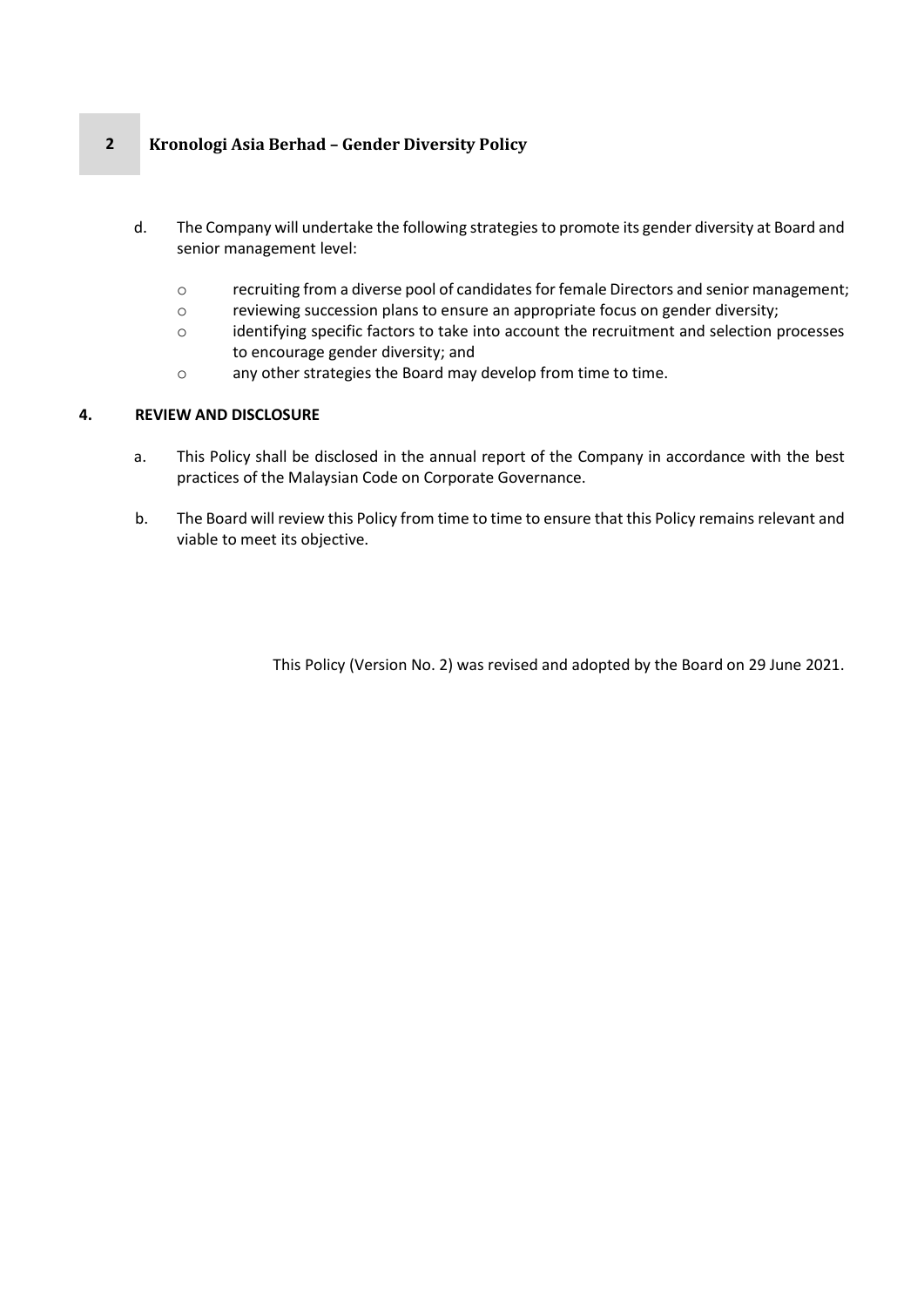d. The Company will undertake the following strategies to promote its gender diversity at Board and senior management level:

   - recruiting from a diverse pool of candidates for female Directors and senior management;
   - reviewing succession plans to ensure an appropriate focus on gender diversity;
   - identifying specific factors to take into account the recruitment and selection processes to encourage gender diversity; and
   - any other strategies the Board may develop from time to time.

## 4. REVIEW AND DISCLOSURE

a. This Policy shall be disclosed in the annual report of the Company in accordance with the best practices of the Malaysian Code on Corporate Governance.

b. The Board will review this Policy from time to time to ensure that this Policy remains relevant and viable to meet its objective.

This Policy (Version No. 2) was revised and adopted by the Board on 29 June 2021.